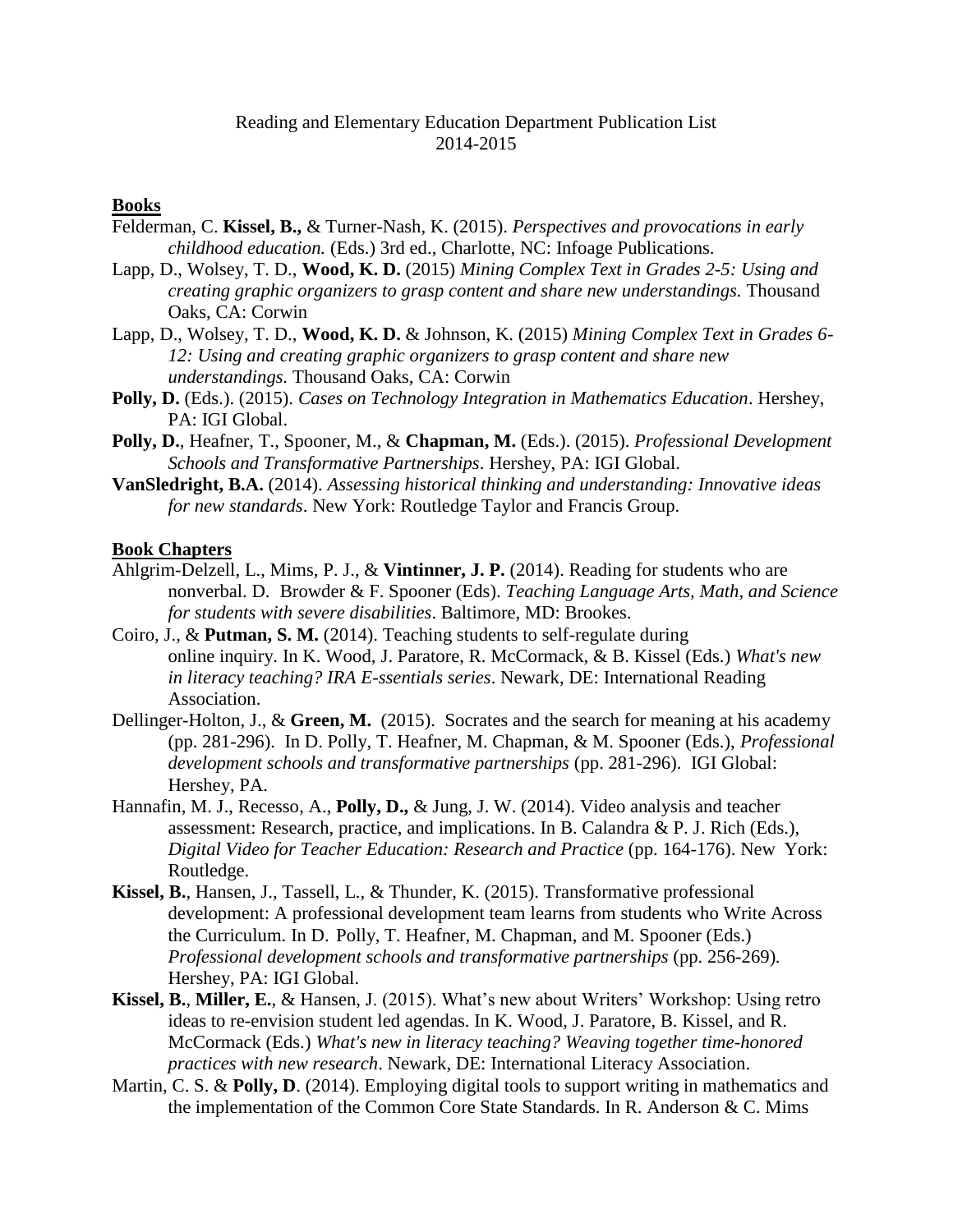Reading and Elementary Education Department Publication List
2014-2015

## Books

Felderman, C. **Kissel, B.,** & Turner-Nash, K. (2015). *Perspectives and provocations in early childhood education.* (Eds.) 3rd ed., Charlotte, NC: Infoage Publications.

Lapp, D., Wolsey, T. D., **Wood, K. D.** (2015) *Mining Complex Text in Grades 2-5: Using and creating graphic organizers to grasp content and share new understandings.* Thousand Oaks, CA: Corwin

Lapp, D., Wolsey, T. D., **Wood, K. D.** & Johnson, K. (2015) *Mining Complex Text in Grades 6-12: Using and creating graphic organizers to grasp content and share new understandings.* Thousand Oaks, CA: Corwin

**Polly, D.** (Eds.). (2015). *Cases on Technology Integration in Mathematics Education*. Hershey, PA: IGI Global.

**Polly, D.**, Heafner, T., Spooner, M., & **Chapman, M.** (Eds.). (2015). *Professional Development Schools and Transformative Partnerships*. Hershey, PA: IGI Global.

**VanSledright, B.A.** (2014). *Assessing historical thinking and understanding: Innovative ideas for new standards*. New York: Routledge Taylor and Francis Group.

## Book Chapters

Ahlgrim-Delzell, L., Mims, P. J., & **Vintinner, J. P.** (2014). Reading for students who are nonverbal. D. Browder & F. Spooner (Eds). *Teaching Language Arts, Math, and Science for students with severe disabilities*. Baltimore, MD: Brookes.

Coiro, J., & **Putman, S. M.** (2014). Teaching students to self-regulate during online inquiry. In K. Wood, J. Paratore, R. McCormack, & B. Kissel (Eds.) *What's new in literacy teaching? IRA E-ssentials series*. Newark, DE: International Reading Association.

Dellinger-Holton, J., & **Green, M.** (2015). Socrates and the search for meaning at his academy (pp. 281-296). In D. Polly, T. Heafner, M. Chapman, & M. Spooner (Eds.), *Professional development schools and transformative partnerships* (pp. 281-296). IGI Global: Hershey, PA.

Hannafin, M. J., Recesso, A., **Polly, D.,** & Jung, J. W. (2014). Video analysis and teacher assessment: Research, practice, and implications. In B. Calandra & P. J. Rich (Eds.), *Digital Video for Teacher Education: Research and Practice* (pp. 164-176). New York: Routledge.

**Kissel, B.**, Hansen, J., Tassell, L., & Thunder, K. (2015). Transformative professional development: A professional development team learns from students who Write Across the Curriculum. In D. Polly, T. Heafner, M. Chapman, and M. Spooner (Eds.) *Professional development schools and transformative partnerships* (pp. 256-269). Hershey, PA: IGI Global.

**Kissel, B.**, **Miller, E.**, & Hansen, J. (2015). What's new about Writers' Workshop: Using retro ideas to re-envision student led agendas. In K. Wood, J. Paratore, B. Kissel, and R. McCormack (Eds.) *What's new in literacy teaching? Weaving together time-honored practices with new research*. Newark, DE: International Literacy Association.

Martin, C. S. & **Polly, D**. (2014). Employing digital tools to support writing in mathematics and the implementation of the Common Core State Standards. In R. Anderson & C. Mims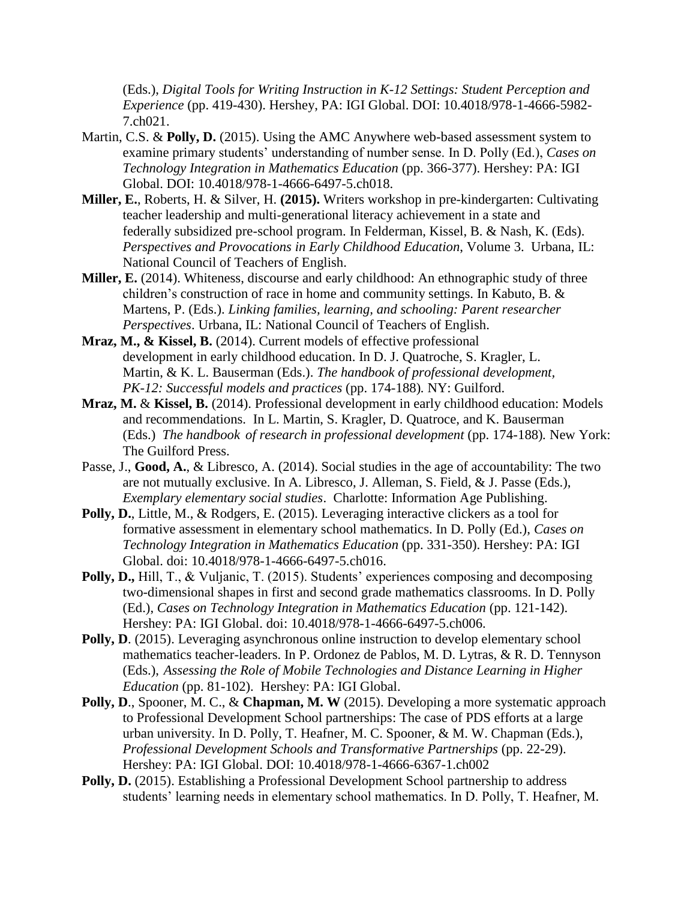(Eds.), *Digital Tools for Writing Instruction in K-12 Settings: Student Perception and Experience* (pp. 419-430). Hershey, PA: IGI Global. DOI: 10.4018/978-1-4666-5982-7.ch021.

Martin, C.S. & **Polly, D.** (2015). Using the AMC Anywhere web-based assessment system to examine primary students' understanding of number sense. In D. Polly (Ed.), *Cases on Technology Integration in Mathematics Education* (pp. 366-377). Hershey: PA: IGI Global. DOI: 10.4018/978-1-4666-6497-5.ch018.

**Miller, E.**, Roberts, H. & Silver, H. **(2015).** Writers workshop in pre-kindergarten: Cultivating teacher leadership and multi-generational literacy achievement in a state and federally subsidized pre-school program. In Felderman, Kissel, B. & Nash, K. (Eds). *Perspectives and Provocations in Early Childhood Education*, Volume 3. Urbana, IL: National Council of Teachers of English.

**Miller, E.** (2014). Whiteness, discourse and early childhood: An ethnographic study of three children's construction of race in home and community settings. In Kabuto, B. & Martens, P. (Eds.). *Linking families, learning, and schooling: Parent researcher Perspectives*. Urbana, IL: National Council of Teachers of English.

**Mraz, M., & Kissel, B.** (2014). Current models of effective professional development in early childhood education. In D. J. Quatroche, S. Kragler, L. Martin, & K. L. Bauserman (Eds.). *The handbook of professional development, PK-12: Successful models and practices* (pp. 174-188). NY: Guilford.

**Mraz, M.** & **Kissel, B.** (2014). Professional development in early childhood education: Models and recommendations. In L. Martin, S. Kragler, D. Quatroce, and K. Bauserman (Eds.) *The handbook of research in professional development* (pp. 174-188). New York: The Guilford Press.

Passe, J., **Good, A.**, & Libresco, A. (2014). Social studies in the age of accountability: The two are not mutually exclusive. In A. Libresco, J. Alleman, S. Field, & J. Passe (Eds.), *Exemplary elementary social studies*. Charlotte: Information Age Publishing.

**Polly, D.**, Little, M., & Rodgers, E. (2015). Leveraging interactive clickers as a tool for formative assessment in elementary school mathematics. In D. Polly (Ed.), *Cases on Technology Integration in Mathematics Education* (pp. 331-350). Hershey: PA: IGI Global. doi: 10.4018/978-1-4666-6497-5.ch016.

**Polly, D.,** Hill, T., & Vuljanic, T. (2015). Students' experiences composing and decomposing two-dimensional shapes in first and second grade mathematics classrooms. In D. Polly (Ed.), *Cases on Technology Integration in Mathematics Education* (pp. 121-142). Hershey: PA: IGI Global. doi: 10.4018/978-1-4666-6497-5.ch006.

**Polly, D**. (2015). Leveraging asynchronous online instruction to develop elementary school mathematics teacher-leaders. In P. Ordonez de Pablos, M. D. Lytras, & R. D. Tennyson (Eds.), *Assessing the Role of Mobile Technologies and Distance Learning in Higher Education* (pp. 81-102). Hershey: PA: IGI Global.

**Polly, D**., Spooner, M. C., & **Chapman, M. W** (2015). Developing a more systematic approach to Professional Development School partnerships: The case of PDS efforts at a large urban university. In D. Polly, T. Heafner, M. C. Spooner, & M. W. Chapman (Eds.), *Professional Development Schools and Transformative Partnerships* (pp. 22-29). Hershey: PA: IGI Global. DOI: 10.4018/978-1-4666-6367-1.ch002

**Polly, D.** (2015). Establishing a Professional Development School partnership to address students' learning needs in elementary school mathematics. In D. Polly, T. Heafner, M.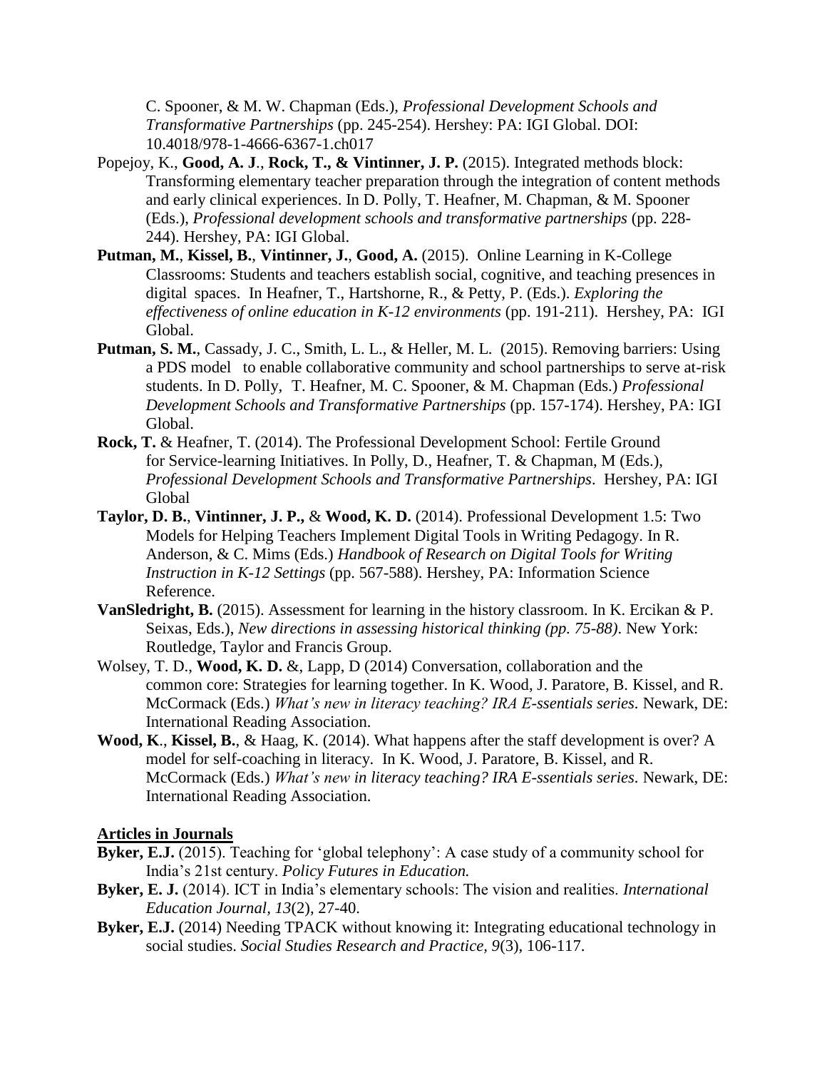C. Spooner, & M. W. Chapman (Eds.), *Professional Development Schools and Transformative Partnerships* (pp. 245-254). Hershey: PA: IGI Global. DOI: 10.4018/978-1-4666-6367-1.ch017

Popejoy, K., **Good, A. J**., **Rock, T., & Vintinner, J. P.** (2015). Integrated methods block: Transforming elementary teacher preparation through the integration of content methods and early clinical experiences. In D. Polly, T. Heafner, M. Chapman, & M. Spooner (Eds.), *Professional development schools and transformative partnerships* (pp. 228-244). Hershey, PA: IGI Global.

**Putman, M.**, **Kissel, B.**, **Vintinner, J.**, **Good, A.** (2015). Online Learning in K-College Classrooms: Students and teachers establish social, cognitive, and teaching presences in digital spaces. In Heafner, T., Hartshorne, R., & Petty, P. (Eds.). *Exploring the effectiveness of online education in K-12 environments* (pp. 191-211). Hershey, PA: IGI Global.

**Putman, S. M.**, Cassady, J. C., Smith, L. L., & Heller, M. L. (2015). Removing barriers: Using a PDS model to enable collaborative community and school partnerships to serve at-risk students. In D. Polly, T. Heafner, M. C. Spooner, & M. Chapman (Eds.) *Professional Development Schools and Transformative Partnerships* (pp. 157-174). Hershey, PA: IGI Global.

**Rock, T.** & Heafner, T. (2014). The Professional Development School: Fertile Ground for Service-learning Initiatives. In Polly, D., Heafner, T. & Chapman, M (Eds.), *Professional Development Schools and Transformative Partnerships*. Hershey, PA: IGI Global

**Taylor, D. B.**, **Vintinner, J. P.,** & **Wood, K. D.** (2014). Professional Development 1.5: Two Models for Helping Teachers Implement Digital Tools in Writing Pedagogy. In R. Anderson, & C. Mims (Eds.) *Handbook of Research on Digital Tools for Writing Instruction in K-12 Settings* (pp. 567-588). Hershey, PA: Information Science Reference.

**VanSledright, B.** (2015). Assessment for learning in the history classroom. In K. Ercikan & P. Seixas, Eds.), *New directions in assessing historical thinking (pp. 75-88)*. New York: Routledge, Taylor and Francis Group.

Wolsey, T. D., **Wood, K. D.** &, Lapp, D (2014) Conversation, collaboration and the common core: Strategies for learning together. In K. Wood, J. Paratore, B. Kissel, and R. McCormack (Eds.) *What's new in literacy teaching? IRA E-ssentials series*. Newark, DE: International Reading Association.

**Wood, K**., **Kissel, B.**, & Haag, K. (2014). What happens after the staff development is over? A model for self-coaching in literacy. In K. Wood, J. Paratore, B. Kissel, and R. McCormack (Eds.) *What's new in literacy teaching? IRA E-ssentials series*. Newark, DE: International Reading Association.

## Articles in Journals

**Byker, E.J.** (2015). Teaching for 'global telephony': A case study of a community school for India's 21st century. *Policy Futures in Education.*

**Byker, E. J.** (2014). ICT in India's elementary schools: The vision and realities. *International Education Journal, 13*(2), 27-40.

**Byker, E.J.** (2014) Needing TPACK without knowing it: Integrating educational technology in social studies. *Social Studies Research and Practice, 9*(3), 106-117.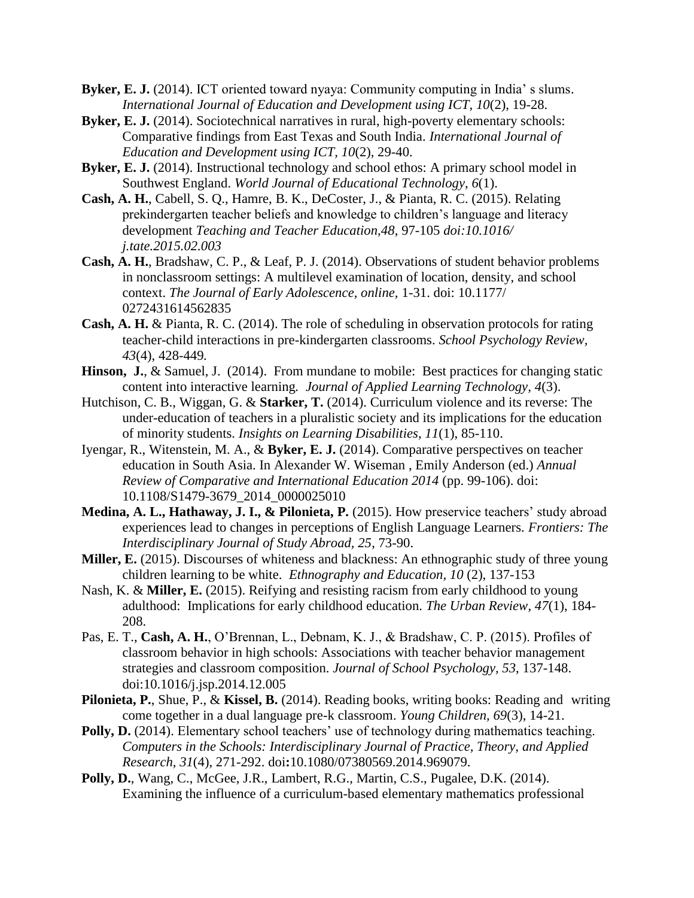**Byker, E. J.** (2014). ICT oriented toward nyaya: Community computing in India' s slums. *International Journal of Education and Development using ICT, 10*(2), 19-28.

**Byker, E. J.** (2014). Sociotechnical narratives in rural, high-poverty elementary schools: Comparative findings from East Texas and South India. *International Journal of Education and Development using ICT*, *10*(2), 29-40.

**Byker, E. J.** (2014). Instructional technology and school ethos: A primary school model in Southwest England. *World Journal of Educational Technology*, *6*(1).

**Cash, A. H.**, Cabell, S. Q., Hamre, B. K., DeCoster, J., & Pianta, R. C. (2015). Relating prekindergarten teacher beliefs and knowledge to children's language and literacy development *Teaching and Teacher Education,48,* 97-105 *doi:10.1016/ j.tate.2015.02.003*

**Cash, A. H.**, Bradshaw, C. P., & Leaf, P. J. (2014). Observations of student behavior problems in nonclassroom settings: A multilevel examination of location, density, and school context. *The Journal of Early Adolescence, online,* 1-31. doi: 10.1177/ 0272431614562835

**Cash, A. H.** & Pianta, R. C. (2014). The role of scheduling in observation protocols for rating teacher-child interactions in pre-kindergarten classrooms. *School Psychology Review, 43*(4), 428-449*.*

**Hinson, J.**, & Samuel, J. (2014). From mundane to mobile: Best practices for changing static content into interactive learning*. Journal of Applied Learning Technology*, *4*(3).

Hutchison, C. B., Wiggan, G. & **Starker, T.** (2014). Curriculum violence and its reverse: The under-education of teachers in a pluralistic society and its implications for the education of minority students. *Insights on Learning Disabilities, 11*(1), 85-110.

Iyengar, R., Witenstein, M. A., & **Byker, E. J.** (2014). Comparative perspectives on teacher education in South Asia. In Alexander W. Wiseman , Emily Anderson (ed.) *Annual Review of Comparative and International Education 2014* (pp. 99-106). doi: 10.1108/S1479-3679_2014_0000025010

**Medina, A. L., Hathaway, J. I., & Pilonieta, P.** (2015). How preservice teachers' study abroad experiences lead to changes in perceptions of English Language Learners. *Frontiers: The Interdisciplinary Journal of Study Abroad, 25*, 73-90.

**Miller, E.** (2015). Discourses of whiteness and blackness: An ethnographic study of three young children learning to be white. *Ethnography and Education, 10* (2), 137-153

Nash, K. & **Miller, E.** (2015). Reifying and resisting racism from early childhood to young adulthood: Implications for early childhood education. *The Urban Review, 47*(1), 184-208.

Pas, E. T., **Cash, A. H.**, O'Brennan, L., Debnam, K. J., & Bradshaw, C. P. (2015). Profiles of classroom behavior in high schools: Associations with teacher behavior management strategies and classroom composition. *Journal of School Psychology, 53*, 137-148. doi:10.1016/j.jsp.2014.12.005

**Pilonieta, P.**, Shue, P., & **Kissel, B.** (2014). Reading books, writing books: Reading and writing come together in a dual language pre-k classroom. *Young Children, 69*(3), 14-21.

**Polly, D.** (2014). Elementary school teachers' use of technology during mathematics teaching. *Computers in the Schools: Interdisciplinary Journal of Practice, Theory, and Applied Research*, *31*(4), 271-292. doi**:**10.1080/07380569.2014.969079.

**Polly, D.**, Wang, C., McGee, J.R., Lambert, R.G., Martin, C.S., Pugalee, D.K. (2014). Examining the influence of a curriculum-based elementary mathematics professional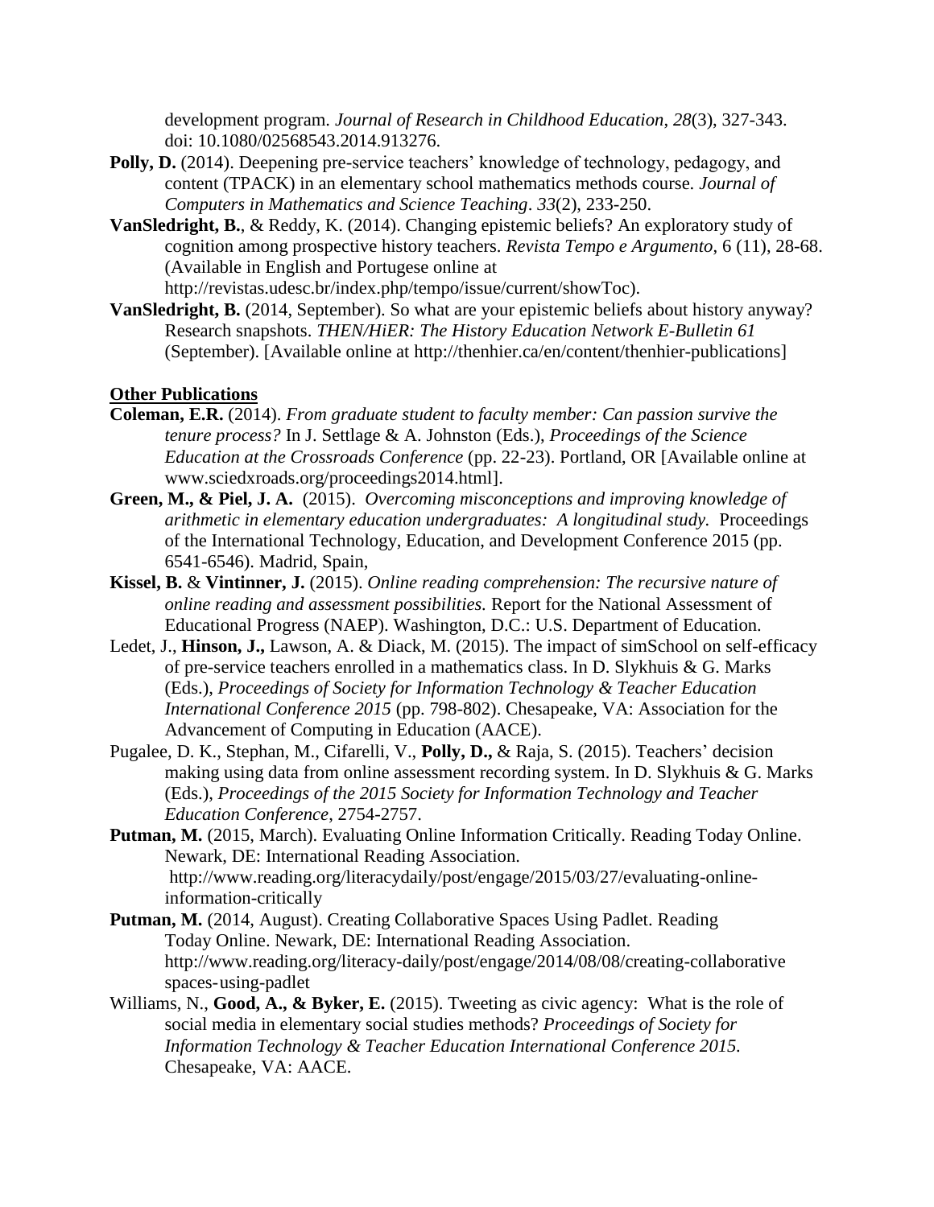development program. *Journal of Research in Childhood Education*, *28*(3), 327-343. doi: 10.1080/02568543.2014.913276.

**Polly, D.** (2014). Deepening pre-service teachers' knowledge of technology, pedagogy, and content (TPACK) in an elementary school mathematics methods course. *Journal of Computers in Mathematics and Science Teaching*. *33*(2), 233-250.

**VanSledright, B.**, & Reddy, K. (2014). Changing epistemic beliefs? An exploratory study of cognition among prospective history teachers. *Revista Tempo e Argumento*, 6 (11), 28-68. (Available in English and Portugese online at http://revistas.udesc.br/index.php/tempo/issue/current/showToc).

**VanSledright, B.** (2014, September). So what are your epistemic beliefs about history anyway? Research snapshots. *THEN/HiER: The History Education Network E-Bulletin 61* (September). [Available online at http://thenhier.ca/en/content/thenhier-publications]

**Other Publications**

**Coleman, E.R.** (2014). *From graduate student to faculty member: Can passion survive the tenure process?* In J. Settlage & A. Johnston (Eds.), *Proceedings of the Science Education at the Crossroads Conference* (pp. 22-23). Portland, OR [Available online at www.sciedxroads.org/proceedings2014.html].

**Green, M., & Piel, J. A.** (2015). *Overcoming misconceptions and improving knowledge of arithmetic in elementary education undergraduates: A longitudinal study.* Proceedings of the International Technology, Education, and Development Conference 2015 (pp. 6541-6546). Madrid, Spain,

**Kissel, B.** & **Vintinner, J.** (2015). *Online reading comprehension: The recursive nature of online reading and assessment possibilities.* Report for the National Assessment of Educational Progress (NAEP). Washington, D.C.: U.S. Department of Education.

Ledet, J., **Hinson, J.,** Lawson, A. & Diack, M. (2015). The impact of simSchool on self-efficacy of pre-service teachers enrolled in a mathematics class. In D. Slykhuis & G. Marks (Eds.), *Proceedings of Society for Information Technology & Teacher Education International Conference 2015* (pp. 798-802). Chesapeake, VA: Association for the Advancement of Computing in Education (AACE).

Pugalee, D. K., Stephan, M., Cifarelli, V., **Polly, D.,** & Raja, S. (2015). Teachers' decision making using data from online assessment recording system. In D. Slykhuis & G. Marks (Eds.), *Proceedings of the 2015 Society for Information Technology and Teacher Education Conference*, 2754-2757.

**Putman, M.** (2015, March). Evaluating Online Information Critically. Reading Today Online. Newark, DE: International Reading Association. http://www.reading.org/literacydaily/post/engage/2015/03/27/evaluating-online-information-critically

**Putman, M.** (2014, August). Creating Collaborative Spaces Using Padlet. Reading Today Online. Newark, DE: International Reading Association. http://www.reading.org/literacy-daily/post/engage/2014/08/08/creating-collaborative spaces-using-padlet

Williams, N., **Good, A., & Byker, E.** (2015). Tweeting as civic agency: What is the role of social media in elementary social studies methods? *Proceedings of Society for Information Technology & Teacher Education International Conference 2015.* Chesapeake, VA: AACE.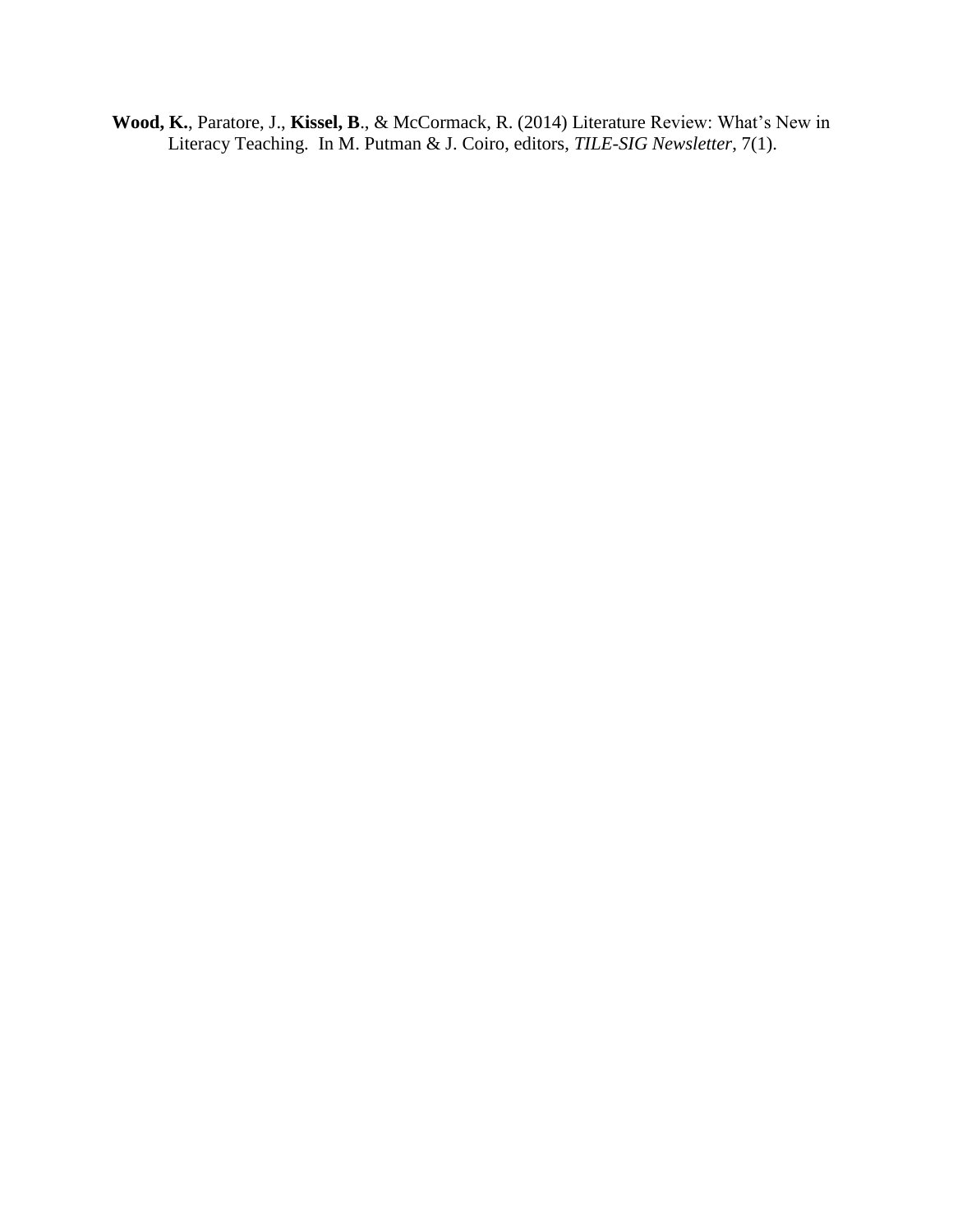**Wood, K.**, Paratore, J., **Kissel, B**., & McCormack, R. (2014) Literature Review: What's New in Literacy Teaching. In M. Putman & J. Coiro, editors, *TILE-SIG Newsletter*, 7(1).